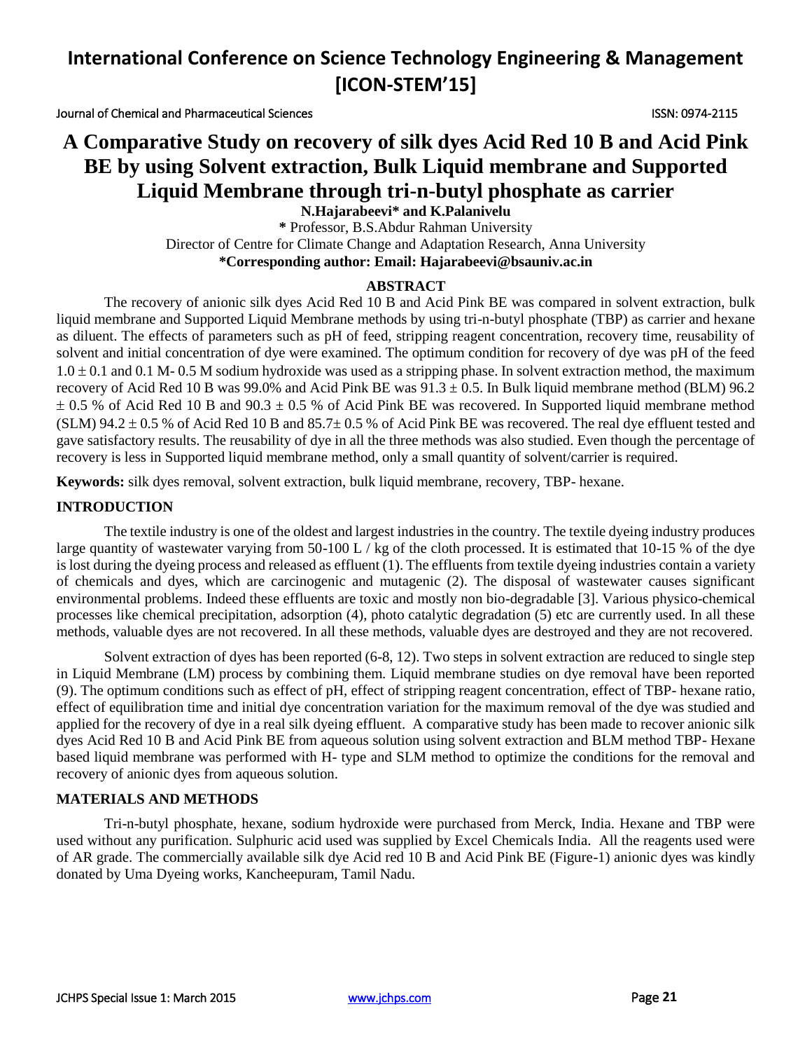# A Comparative Study on recovery of silk dyes Acid Red 10 B and Acid Pink BE by using Solvent extraction, Bulk Liquid membrane and Supported Liquid Membrane through tri-n-butyl phosphate as carrier

**N.Hajarabeevi\* and K.Palanivelu**

**\*** Professor, B.S.Abdur Rahman University

Director of Centre for Climate Change and Adaptation Research, Anna University

**\*Corresponding author: Email: Hajarabeevi@bsauniv.ac.in**

## ABSTRACT

The recovery of anionic silk dyes Acid Red 10 B and Acid Pink BE was compared in solvent extraction, bulk liquid membrane and Supported Liquid Membrane methods by using tri-n-butyl phosphate (TBP) as carrier and hexane as diluent. The effects of parameters such as pH of feed, stripping reagent concentration, recovery time, reusability of solvent and initial concentration of dye were examined. The optimum condition for recovery of dye was pH of the feed $1.0 \pm 0.1$ and 0.1 M- 0.5 M sodium hydroxide was used as a stripping phase. In solvent extraction method, the maximum recovery of Acid Red 10 B was 99.0% and Acid Pink BE was $91.3 \pm 0.5$. In Bulk liquid membrane method (BLM) $96.2 \pm 0.5$ % of Acid Red 10 B and $90.3 \pm 0.5$ % of Acid Pink BE was recovered. In Supported liquid membrane method (SLM) $94.2 \pm 0.5$ % of Acid Red 10 B and $85.7 \pm 0.5$ % of Acid Pink BE was recovered. The real dye effluent tested and gave satisfactory results. The reusability of dye in all the three methods was also studied. Even though the percentage of recovery is less in Supported liquid membrane method, only a small quantity of solvent/carrier is required.

**Keywords:** silk dyes removal, solvent extraction, bulk liquid membrane, recovery, TBP- hexane.

## INTRODUCTION

The textile industry is one of the oldest and largest industries in the country. The textile dyeing industry produces large quantity of wastewater varying from 50-100 L / kg of the cloth processed. It is estimated that 10-15 % of the dye is lost during the dyeing process and released as effluent (1). The effluents from textile dyeing industries contain a variety of chemicals and dyes, which are carcinogenic and mutagenic (2). The disposal of wastewater causes significant environmental problems. Indeed these effluents are toxic and mostly non bio-degradable [3]. Various physico-chemical processes like chemical precipitation, adsorption (4), photo catalytic degradation (5) etc are currently used. In all these methods, valuable dyes are not recovered. In all these methods, valuable dyes are destroyed and they are not recovered.

Solvent extraction of dyes has been reported (6-8, 12). Two steps in solvent extraction are reduced to single step in Liquid Membrane (LM) process by combining them. Liquid membrane studies on dye removal have been reported (9). The optimum conditions such as effect of pH, effect of stripping reagent concentration, effect of TBP- hexane ratio, effect of equilibration time and initial dye concentration variation for the maximum removal of the dye was studied and applied for the recovery of dye in a real silk dyeing effluent. A comparative study has been made to recover anionic silk dyes Acid Red 10 B and Acid Pink BE from aqueous solution using solvent extraction and BLM method TBP- Hexane based liquid membrane was performed with H- type and SLM method to optimize the conditions for the removal and recovery of anionic dyes from aqueous solution.

## MATERIALS AND METHODS

Tri-n-butyl phosphate, hexane, sodium hydroxide were purchased from Merck, India. Hexane and TBP were used without any purification. Sulphuric acid used was supplied by Excel Chemicals India. All the reagents used were of AR grade. The commercially available silk dye Acid red 10 B and Acid Pink BE (Figure-1) anionic dyes was kindly donated by Uma Dyeing works, Kancheepuram, Tamil Nadu.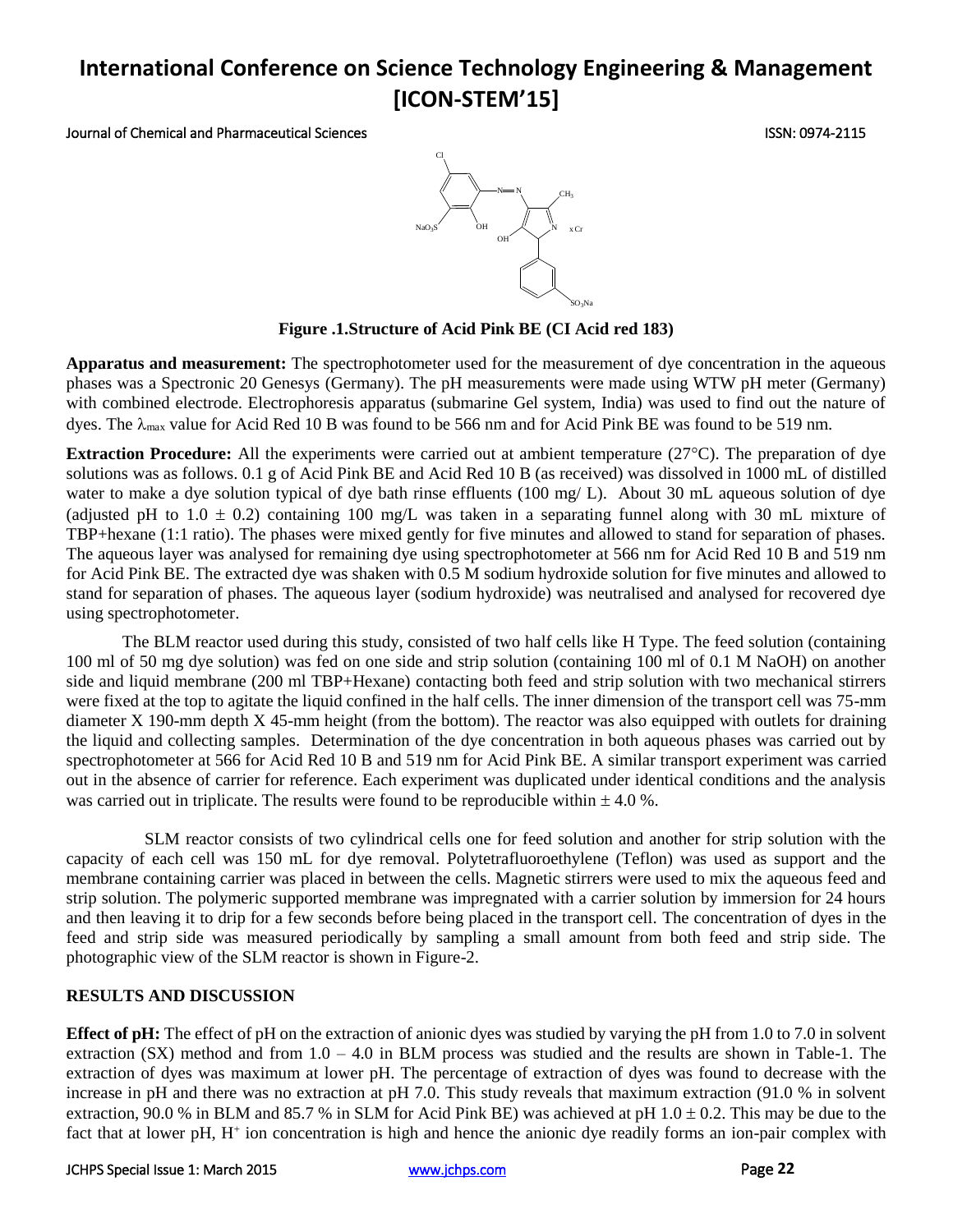**Figure .1.Structure of Acid Pink BE (CI Acid red 183)**

**Apparatus and measurement:** The spectrophotometer used for the measurement of dye concentration in the aqueous phases was a Spectronic 20 Genesys (Germany). The pH measurements were made using WTW pH meter (Germany) with combined electrode. Electrophoresis apparatus (submarine Gel system, India) was used to find out the nature of dyes. The $\lambda_{max}$ value for Acid Red 10 B was found to be 566 nm and for Acid Pink BE was found to be 519 nm.

**Extraction Procedure:** All the experiments were carried out at ambient temperature (27°C). The preparation of dye solutions was as follows. 0.1 g of Acid Pink BE and Acid Red 10 B (as received) was dissolved in 1000 mL of distilled water to make a dye solution typical of dye bath rinse effluents (100 mg/ L). About 30 mL aqueous solution of dye (adjusted pH to 1.0 ± 0.2) containing 100 mg/L was taken in a separating funnel along with 30 mL mixture of TBP+hexane (1:1 ratio). The phases were mixed gently for five minutes and allowed to stand for separation of phases. The aqueous layer was analysed for remaining dye using spectrophotometer at 566 nm for Acid Red 10 B and 519 nm for Acid Pink BE. The extracted dye was shaken with 0.5 M sodium hydroxide solution for five minutes and allowed to stand for separation of phases. The aqueous layer (sodium hydroxide) was neutralised and analysed for recovered dye using spectrophotometer.

The BLM reactor used during this study, consisted of two half cells like H Type. The feed solution (containing 100 ml of 50 mg dye solution) was fed on one side and strip solution (containing 100 ml of 0.1 M NaOH) on another side and liquid membrane (200 ml TBP+Hexane) contacting both feed and strip solution with two mechanical stirrers were fixed at the top to agitate the liquid confined in the half cells. The inner dimension of the transport cell was 75-mm diameter X 190-mm depth X 45-mm height (from the bottom). The reactor was also equipped with outlets for draining the liquid and collecting samples. Determination of the dye concentration in both aqueous phases was carried out by spectrophotometer at 566 for Acid Red 10 B and 519 nm for Acid Pink BE. A similar transport experiment was carried out in the absence of carrier for reference. Each experiment was duplicated under identical conditions and the analysis was carried out in triplicate. The results were found to be reproducible within ± 4.0 %.

SLM reactor consists of two cylindrical cells one for feed solution and another for strip solution with the capacity of each cell was 150 mL for dye removal. Polytetrafluoroethylene (Teflon) was used as support and the membrane containing carrier was placed in between the cells. Magnetic stirrers were used to mix the aqueous feed and strip solution. The polymeric supported membrane was impregnated with a carrier solution by immersion for 24 hours and then leaving it to drip for a few seconds before being placed in the transport cell. The concentration of dyes in the feed and strip side was measured periodically by sampling a small amount from both feed and strip side. The photographic view of the SLM reactor is shown in Figure-2.

## RESULTS AND DISCUSSION

**Effect of pH:** The effect of pH on the extraction of anionic dyes was studied by varying the pH from 1.0 to 7.0 in solvent extraction (SX) method and from 1.0 – 4.0 in BLM process was studied and the results are shown in Table-1. The extraction of dyes was maximum at lower pH. The percentage of extraction of dyes was found to decrease with the increase in pH and there was no extraction at pH 7.0. This study reveals that maximum extraction (91.0 % in solvent extraction, 90.0 % in BLM and 85.7 % in SLM for Acid Pink BE) was achieved at pH 1.0 ± 0.2. This may be due to the fact that at lower pH, $H^+$ ion concentration is high and hence the anionic dye readily forms an ion-pair complex with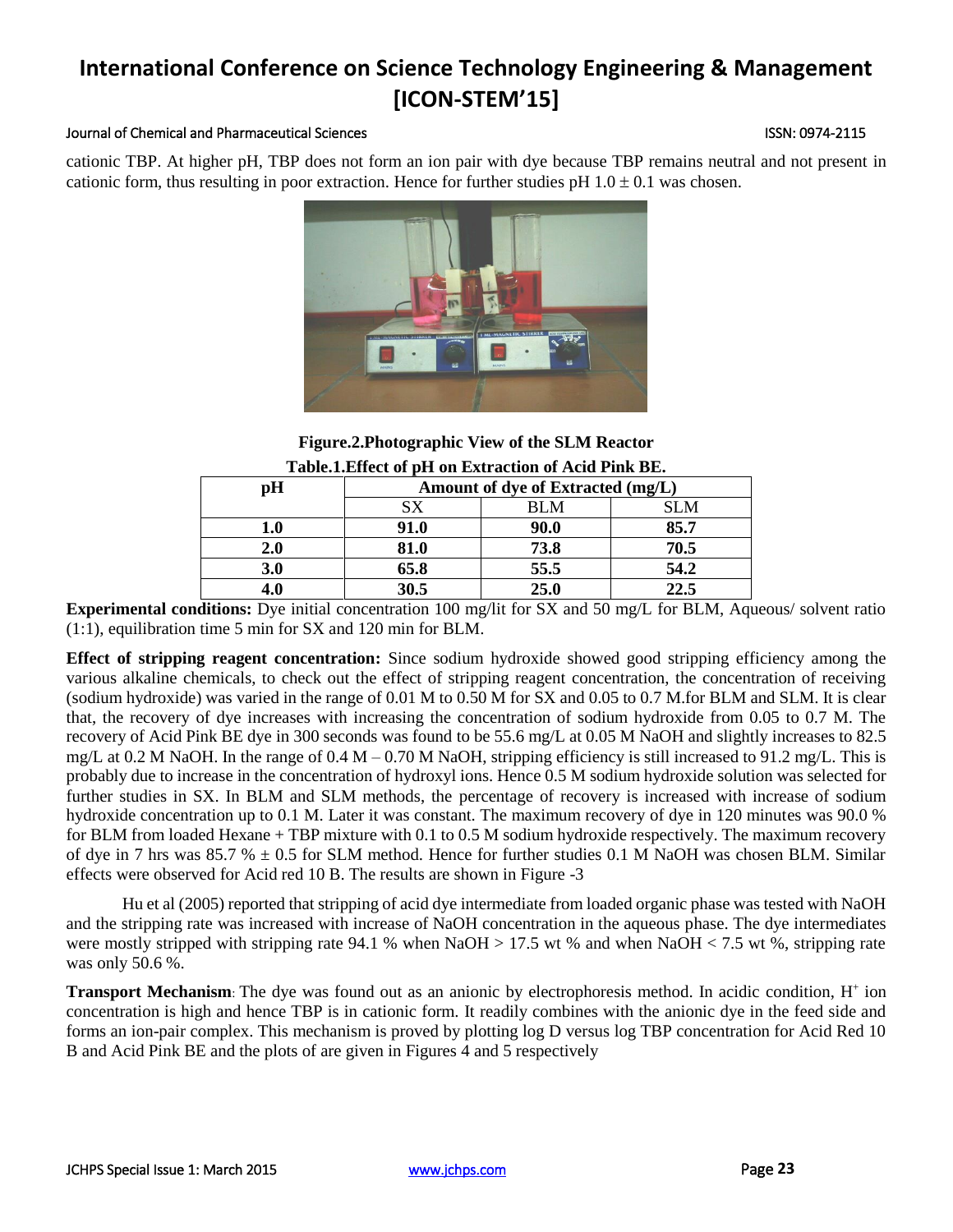cationic TBP. At higher pH, TBP does not form an ion pair with dye because TBP remains neutral and not present in cationic form, thus resulting in poor extraction. Hence for further studies pH 1.0 ± 0.1 was chosen.

**Figure.2.Photographic View of the SLM Reactor**

**Table.1.Effect of pH on Extraction of Acid Pink BE.**

| pH | Amount of dye of Extracted (mg/L) | | |
|---|---|---|---|
| | SX | BLM | SLM |
| **1.0** | **91.0** | **90.0** | **85.7** |
| **2.0** | **81.0** | **73.8** | **70.5** |
| **3.0** | **65.8** | **55.5** | **54.2** |
| **4.0** | **30.5** | **25.0** | **22.5** |

**Experimental conditions:** Dye initial concentration 100 mg/lit for SX and 50 mg/L for BLM, Aqueous/ solvent ratio (1:1), equilibration time 5 min for SX and 120 min for BLM.

**Effect of stripping reagent concentration:** Since sodium hydroxide showed good stripping efficiency among the various alkaline chemicals, to check out the effect of stripping reagent concentration, the concentration of receiving (sodium hydroxide) was varied in the range of 0.01 M to 0.50 M for SX and 0.05 to 0.7 M.for BLM and SLM. It is clear that, the recovery of dye increases with increasing the concentration of sodium hydroxide from 0.05 to 0.7 M. The recovery of Acid Pink BE dye in 300 seconds was found to be 55.6 mg/L at 0.05 M NaOH and slightly increases to 82.5 mg/L at 0.2 M NaOH. In the range of 0.4 M – 0.70 M NaOH, stripping efficiency is still increased to 91.2 mg/L. This is probably due to increase in the concentration of hydroxyl ions. Hence 0.5 M sodium hydroxide solution was selected for further studies in SX. In BLM and SLM methods, the percentage of recovery is increased with increase of sodium hydroxide concentration up to 0.1 M. Later it was constant. The maximum recovery of dye in 120 minutes was 90.0 % for BLM from loaded Hexane + TBP mixture with 0.1 to 0.5 M sodium hydroxide respectively. The maximum recovery of dye in 7 hrs was 85.7 % ± 0.5 for SLM method. Hence for further studies 0.1 M NaOH was chosen BLM. Similar effects were observed for Acid red 10 B. The results are shown in Figure -3

Hu et al (2005) reported that stripping of acid dye intermediate from loaded organic phase was tested with NaOH and the stripping rate was increased with increase of NaOH concentration in the aqueous phase. The dye intermediates were mostly stripped with stripping rate 94.1 % when NaOH > 17.5 wt % and when NaOH < 7.5 wt %, stripping rate was only 50.6 %.

**Transport Mechanism**: The dye was found out as an anionic by electrophoresis method. In acidic condition, $H^+$ ion concentration is high and hence TBP is in cationic form. It readily combines with the anionic dye in the feed side and forms an ion-pair complex. This mechanism is proved by plotting log D versus log TBP concentration for Acid Red 10 B and Acid Pink BE and the plots of are given in Figures 4 and 5 respectively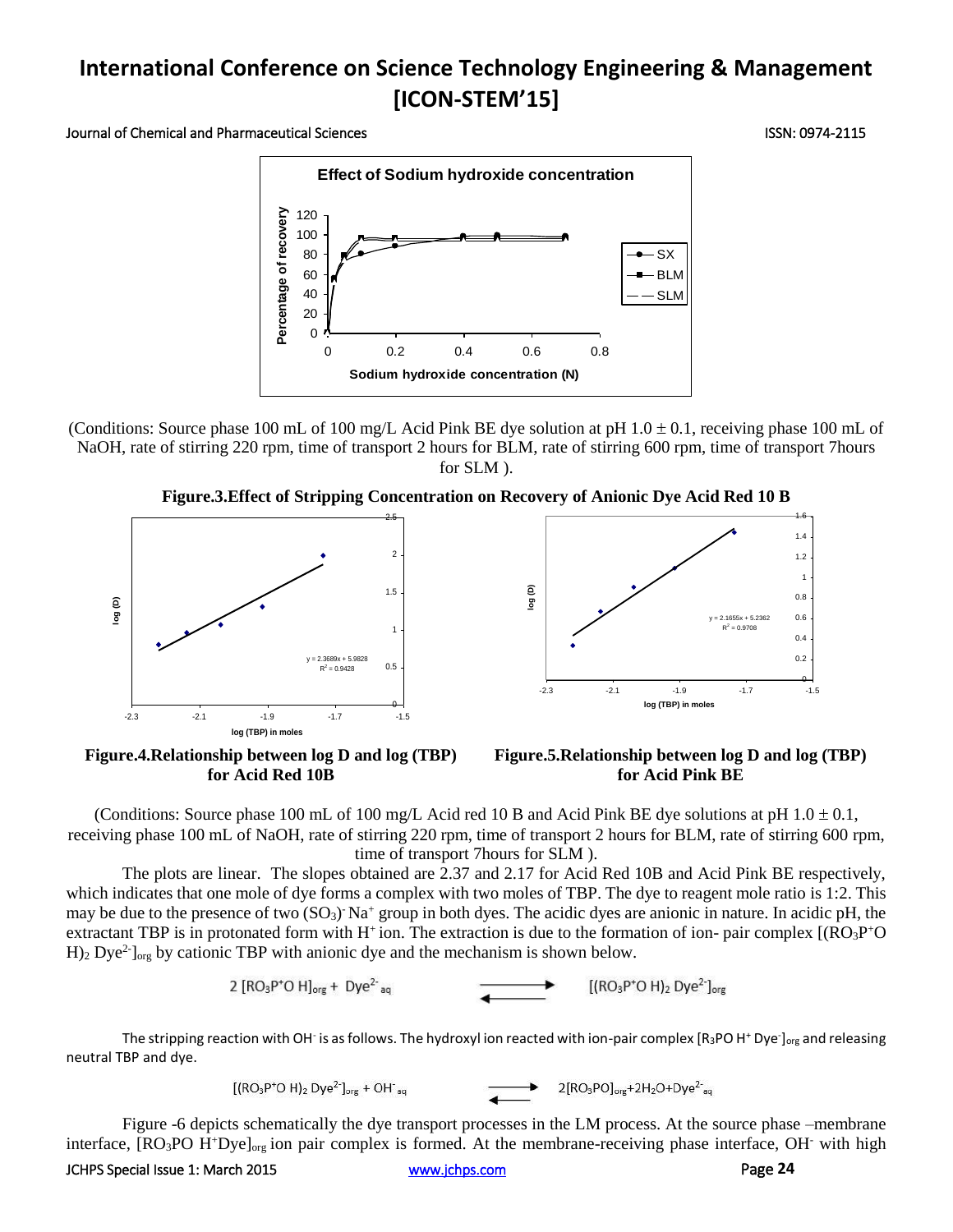(Conditions: Source phase 100 mL of 100 mg/L Acid Pink BE dye solution at pH 1.0 ± 0.1, receiving phase 100 mL of NaOH, rate of stirring 220 rpm, time of transport 2 hours for BLM, rate of stirring 600 rpm, time of transport 7hours for SLM ).

**Figure.3.Effect of Stripping Concentration on Recovery of Anionic Dye Acid Red 10 B**

**Figure.4.Relationship between log D and log (TBP) for Acid Red 10B**

**Figure.5.Relationship between log D and log (TBP) for Acid Pink BE**

(Conditions: Source phase 100 mL of 100 mg/L Acid red 10 B and Acid Pink BE dye solutions at pH 1.0 ± 0.1, receiving phase 100 mL of NaOH, rate of stirring 220 rpm, time of transport 2 hours for BLM, rate of stirring 600 rpm, time of transport 7hours for SLM ).

The plots are linear. The slopes obtained are 2.37 and 2.17 for Acid Red 10B and Acid Pink BE respectively, which indicates that one mole of dye forms a complex with two moles of TBP. The dye to reagent mole ratio is 1:2. This may be due to the presence of two $(SO_3)^- Na^+$ group in both dyes. The acidic dyes are anionic in nature. In acidic pH, the extractant TBP is in protonated form with $H^+$ ion. The extraction is due to the formation of ion- pair complex $[(RO_3P^+OH)_2\,Dye^{2-}]_{org}$ by cationic TBP with anionic dye and the mechanism is shown below.

$$2\,[RO_3P^+OH]_{org} + Dye^{2-}_{aq} \rightleftharpoons [(RO_3P^+OH)_2\,Dye^{2-}]_{org}$$

The stripping reaction with $OH^-$ is as follows. The hydroxyl ion reacted with ion-pair complex $[R_3PO\,H^+\,Dye^-]_{org}$ and releasing neutral TBP and dye.

$$[(RO_3P^+OH)_2\,Dye^{2-}]_{org} + OH^-_{aq} \rightleftharpoons 2[RO_3PO]_{org} + 2H_2O + Dye^{2-}_{aq}$$

Figure -6 depicts schematically the dye transport processes in the LM process. At the source phase –membrane interface, $[RO_3PO\,H^+Dye]_{org}$ ion pair complex is formed. At the membrane-receiving phase interface, $OH^-$ with high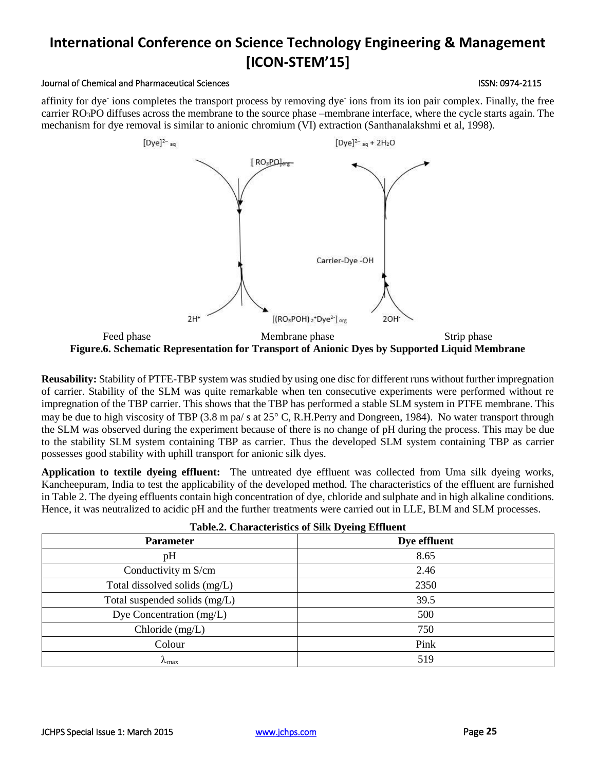affinity for dye$^-$ ions completes the transport process by removing dye$^-$ ions from its ion pair complex. Finally, the free carrier $RO_3PO$ diffuses across the membrane to the source phase –membrane interface, where the cycle starts again. The mechanism for dye removal is similar to anionic chromium (VI) extraction (Santhanalakshmi et al, 1998).

Feed phase Membrane phase Strip phase

**Figure.6. Schematic Representation for Transport of Anionic Dyes by Supported Liquid Membrane**

**Reusability:** Stability of PTFE-TBP system was studied by using one disc for different runs without further impregnation of carrier. Stability of the SLM was quite remarkable when ten consecutive experiments were performed without re impregnation of the TBP carrier. This shows that the TBP has performed a stable SLM system in PTFE membrane. This may be due to high viscosity of TBP (3.8 m pa/ s at 25° C, R.H.Perry and Dongreen, 1984). No water transport through the SLM was observed during the experiment because of there is no change of pH during the process. This may be due to the stability SLM system containing TBP as carrier. Thus the developed SLM system containing TBP as carrier possesses good stability with uphill transport for anionic silk dyes.

**Application to textile dyeing effluent:** The untreated dye effluent was collected from Uma silk dyeing works, Kancheepuram, India to test the applicability of the developed method. The characteristics of the effluent are furnished in Table 2. The dyeing effluents contain high concentration of dye, chloride and sulphate and in high alkaline conditions. Hence, it was neutralized to acidic pH and the further treatments were carried out in LLE, BLM and SLM processes.

**Table.2. Characteristics of Silk Dyeing Effluent**

| Parameter | Dye effluent |
|---|---|
| pH | 8.65 |
| Conductivity m S/cm | 2.46 |
| Total dissolved solids (mg/L) | 2350 |
| Total suspended solids (mg/L) | 39.5 |
| Dye Concentration (mg/L) | 500 |
| Chloride (mg/L) | 750 |
| Colour | Pink |
| $\lambda_{max}$ | 519 |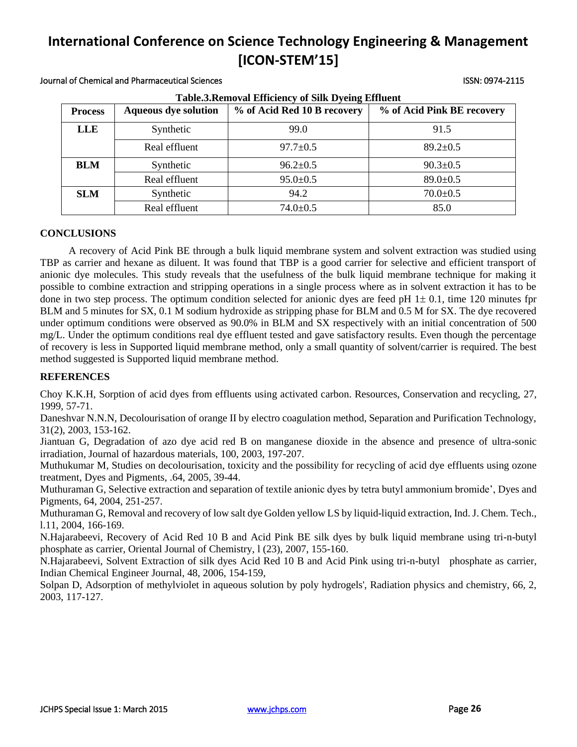**Table.3.Removal Efficiency of Silk Dyeing Effluent**

| Process | Aqueous dye solution | % of Acid Red 10 B recovery | % of Acid Pink BE recovery |
|---|---|---|---|
| **LLE** | Synthetic | 99.0 | 91.5 |
| | Real effluent | 97.7±0.5 | 89.2±0.5 |
| **BLM** | Synthetic | 96.2±0.5 | 90.3±0.5 |
| | Real effluent | 95.0±0.5 | 89.0±0.5 |
| **SLM** | Synthetic | 94.2 | 70.0±0.5 |
| | Real effluent | 74.0±0.5 | 85.0 |

## CONCLUSIONS

A recovery of Acid Pink BE through a bulk liquid membrane system and solvent extraction was studied using TBP as carrier and hexane as diluent. It was found that TBP is a good carrier for selective and efficient transport of anionic dye molecules. This study reveals that the usefulness of the bulk liquid membrane technique for making it possible to combine extraction and stripping operations in a single process where as in solvent extraction it has to be done in two step process. The optimum condition selected for anionic dyes are feed pH 1± 0.1, time 120 minutes fpr BLM and 5 minutes for SX, 0.1 M sodium hydroxide as stripping phase for BLM and 0.5 M for SX. The dye recovered under optimum conditions were observed as 90.0% in BLM and SX respectively with an initial concentration of 500 mg/L. Under the optimum conditions real dye effluent tested and gave satisfactory results. Even though the percentage of recovery is less in Supported liquid membrane method, only a small quantity of solvent/carrier is required. The best method suggested is Supported liquid membrane method.

## REFERENCES

Choy K.K.H, Sorption of acid dyes from effluents using activated carbon. Resources, Conservation and recycling, 27, 1999, 57-71.

Daneshvar N.N.N, Decolourisation of orange II by electro coagulation method, Separation and Purification Technology, 31(2), 2003, 153-162.

Jiantuan G, Degradation of azo dye acid red B on manganese dioxide in the absence and presence of ultra-sonic irradiation, Journal of hazardous materials, 100, 2003, 197-207.

Muthukumar M, Studies on decolourisation, toxicity and the possibility for recycling of acid dye effluents using ozone treatment, Dyes and Pigments, .64, 2005, 39-44.

Muthuraman G, Selective extraction and separation of textile anionic dyes by tetra butyl ammonium bromide', Dyes and Pigments, 64, 2004, 251-257.

Muthuraman G, Removal and recovery of low salt dye Golden yellow LS by liquid-liquid extraction, Ind. J. Chem. Tech., l.11, 2004, 166-169.

N.Hajarabeevi, Recovery of Acid Red 10 B and Acid Pink BE silk dyes by bulk liquid membrane using tri-n-butyl phosphate as carrier, Oriental Journal of Chemistry, l (23), 2007, 155-160.

N.Hajarabeevi, Solvent Extraction of silk dyes Acid Red 10 B and Acid Pink using tri-n-butyl phosphate as carrier, Indian Chemical Engineer Journal, 48, 2006, 154-159,

Solpan D, Adsorption of methylviolet in aqueous solution by poly hydrogels', Radiation physics and chemistry, 66, 2, 2003, 117-127.